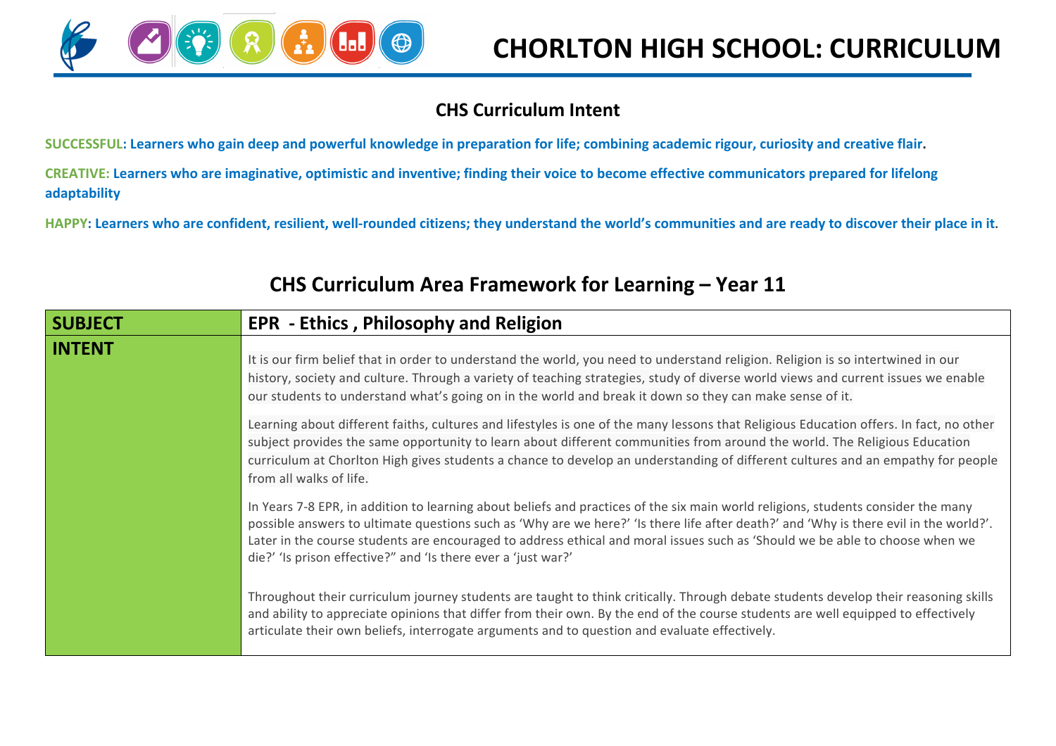# CHORLTON HIGH SCHOOL: CURRICULUM

## CHS Curriculum Intent

**SUCCESSFUL: Learners who gain deep and powerful knowledge in preparation for life; combining academic rigour, curiosity and creative flair.**

**CREATIVE: Learners who are imaginative, optimistic and inventive; finding their voice to become effective communicators prepared for lifelong adaptability**

**HAPPY: Learners who are confident, resilient, well-rounded citizens; they understand the world's communities and are ready to discover their place in it.**

## CHS Curriculum Area Framework for Learning – Year 11

| **SUBJECT** | **EPR - Ethics , Philosophy and Religion** |
|---|---|
| **INTENT** | It is our firm belief that in order to understand the world, you need to understand religion. Religion is so intertwined in our history, society and culture. Through a variety of teaching strategies, study of diverse world views and current issues we enable our students to understand what's going on in the world and break it down so they can make sense of it.<br><br>Learning about different faiths, cultures and lifestyles is one of the many lessons that Religious Education offers. In fact, no other subject provides the same opportunity to learn about different communities from around the world. The Religious Education curriculum at Chorlton High gives students a chance to develop an understanding of different cultures and an empathy for people from all walks of life.<br><br>In Years 7-8 EPR, in addition to learning about beliefs and practices of the six main world religions, students consider the many possible answers to ultimate questions such as 'Why are we here?' 'Is there life after death?' and 'Why is there evil in the world?'. Later in the course students are encouraged to address ethical and moral issues such as 'Should we be able to choose when we die?' 'Is prison effective?" and 'Is there ever a 'just war?'<br><br>Throughout their curriculum journey students are taught to think critically. Through debate students develop their reasoning skills and ability to appreciate opinions that differ from their own. By the end of the course students are well equipped to effectively articulate their own beliefs, interrogate arguments and to question and evaluate effectively. |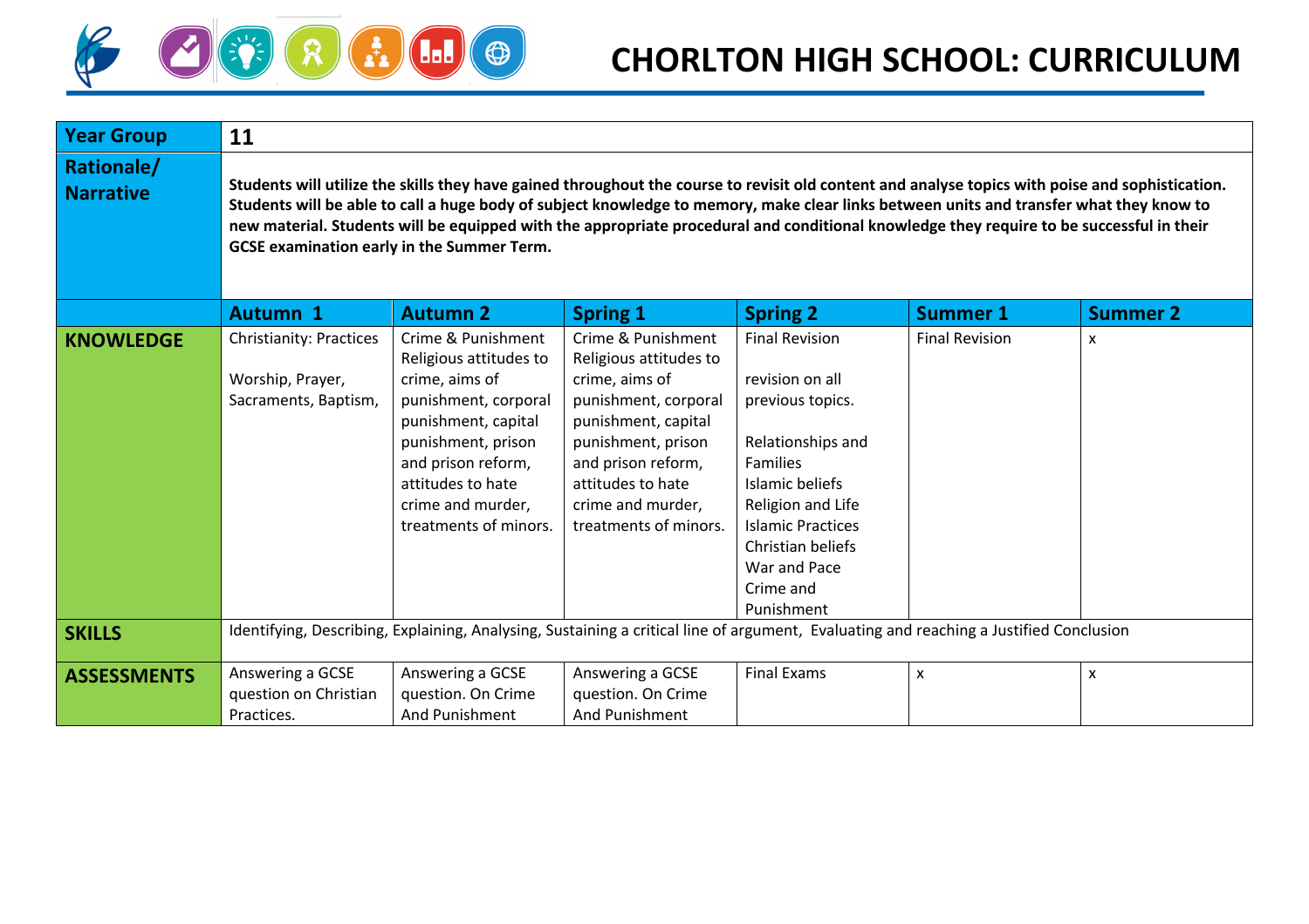# CHORLTON HIGH SCHOOL: CURRICULUM

| | | | | | | |
|---|---|---|---|---|---|---|
| **Year Group** | **11** | | | | | |
| **Rationale/ Narrative** | **Students will utilize the skills they have gained throughout the course to revisit old content and analyse topics with poise and sophistication. Students will be able to call a huge body of subject knowledge to memory, make clear links between units and transfer what they know to new material. Students will be equipped with the appropriate procedural and conditional knowledge they require to be successful in their GCSE examination early in the Summer Term.** | | | | | |
| | **Autumn 1** | **Autumn 2** | **Spring 1** | **Spring 2** | **Summer 1** | **Summer 2** |
| **KNOWLEDGE** | Christianity: Practices<br><br>Worship, Prayer, Sacraments, Baptism, | Crime & Punishment Religious attitudes to crime, aims of punishment, corporal punishment, capital punishment, prison and prison reform, attitudes to hate crime and murder, treatments of minors. | Crime & Punishment Religious attitudes to crime, aims of punishment, corporal punishment, capital punishment, prison and prison reform, attitudes to hate crime and murder, treatments of minors. | Final Revision<br><br>revision on all previous topics.<br><br>Relationships and Families<br>Islamic beliefs<br>Religion and Life<br>Islamic Practices<br>Christian beliefs<br>War and Pace<br>Crime and Punishment | Final Revision | x |
| **SKILLS** | Identifying, Describing, Explaining, Analysing, Sustaining a critical line of argument, Evaluating and reaching a Justified Conclusion | | | | | |
| **ASSESSMENTS** | Answering a GCSE question on Christian Practices. | Answering a GCSE question. On Crime And Punishment | Answering a GCSE question. On Crime And Punishment | Final Exams | x | x |